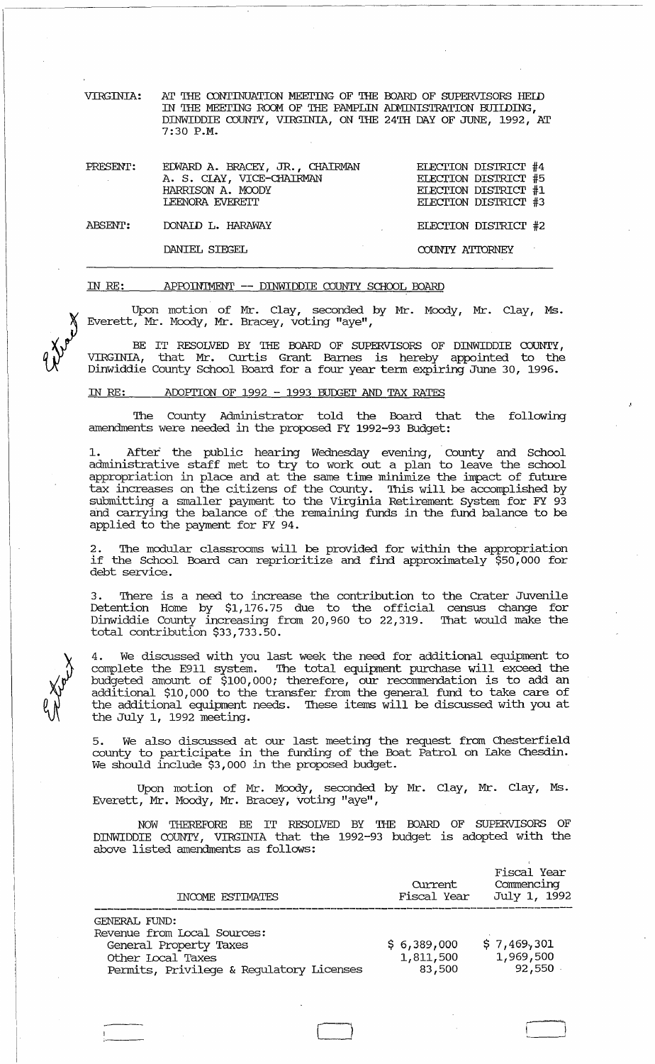VIRGINIA: AT THE CONTINUATION MEETING OF THE BOARD OF SUPERVISORS HELD IN THE MEETING ROOM OF THE PAMPLIN ADMINISTRATION BUILDING, DINWIDDIE COUNTY, VIRGINIA, ON THE 24TH DAY OF JUNE, 1992, AT 7:30 P.M.

| | | |
|---|---|---|
| PRESENT: | EDWARD A. BRACEY, JR., CHAIRMAN | ELECTION DISTRICT #4 |
| | A. S. CLAY, VICE-CHAIRMAN | ELECTION DISTRICT #5 |
| | HARRISON A. MOODY | ELECTION DISTRICT #1 |
| | LEENORA EVERETT | ELECTION DISTRICT #3 |
| ABSENT: | DONALD L. HARAWAY | ELECTION DISTRICT #2 |
| | DANIEL SIEGEL | COUNTY ATTORNEY |

IN RE: APPOINTMENT -- DINWIDDIE COUNTY SCHOOL BOARD

Upon motion of Mr. Clay, seconded by Mr. Moody, Mr. Clay, Ms. Everett, Mr. Moody, Mr. Bracey, voting "aye",

BE IT RESOLVED BY THE BOARD OF SUPERVISORS OF DINWIDDIE COUNTY, VIRGINIA, that Mr. Curtis Grant Barnes is hereby appointed to the Dinwiddie County School Board for a four year term expiring June 30, 1996.

IN RE: ADOPTION OF 1992 - 1993 BUDGET AND TAX RATES

The County Administrator told the Board that the following amendments were needed in the proposed FY 1992-93 Budget:

1. After the public hearing Wednesday evening, County and School administrative staff met to try to work out a plan to leave the school appropriation in place and at the same time minimize the impact of future tax increases on the citizens of the County. This will be accomplished by submitting a smaller payment to the Virginia Retirement System for FY 93 and carrying the balance of the remaining funds in the fund balance to be applied to the payment for FY 94.

2. The modular classrooms will be provided for within the appropriation if the School Board can reprioritize and find approximately $50,000 for debt service.

3. There is a need to increase the contribution to the Crater Juvenile Detention Home by $1,176.75 due to the official census change for Dinwiddie County increasing from 20,960 to 22,319. That would make the total contribution $33,733.50.

4. We discussed with you last week the need for additional equipment to complete the E911 system. The total equipment purchase will exceed the budgeted amount of $100,000; therefore, our recommendation is to add an additional $10,000 to the transfer from the general fund to take care of the additional equipment needs. These items will be discussed with you at the July 1, 1992 meeting.

5. We also discussed at our last meeting the request from Chesterfield county to participate in the funding of the Boat Patrol on Lake Chesdin. We should include $3,000 in the proposed budget.

Upon motion of Mr. Moody, seconded by Mr. Clay, Mr. Clay, Ms. Everett, Mr. Moody, Mr. Bracey, voting "aye",

NOW THEREFORE BE IT RESOLVED BY THE BOARD OF SUPERVISORS OF DINWIDDIE COUNTY, VIRGINIA that the 1992-93 budget is adopted with the above listed amendments as follows:

| INCOME ESTIMATES | Current Fiscal Year | Fiscal Year Commencing July 1, 1992 |
|---|---|---|
| GENERAL FUND: | | |
| Revenue from Local Sources: | | |
| General Property Taxes | $ 6,389,000 | $ 7,469,301 |
| Other Local Taxes | 1,811,500 | 1,969,500 |
| Permits, Privilege & Regulatory Licenses | 83,500 | 92,550 |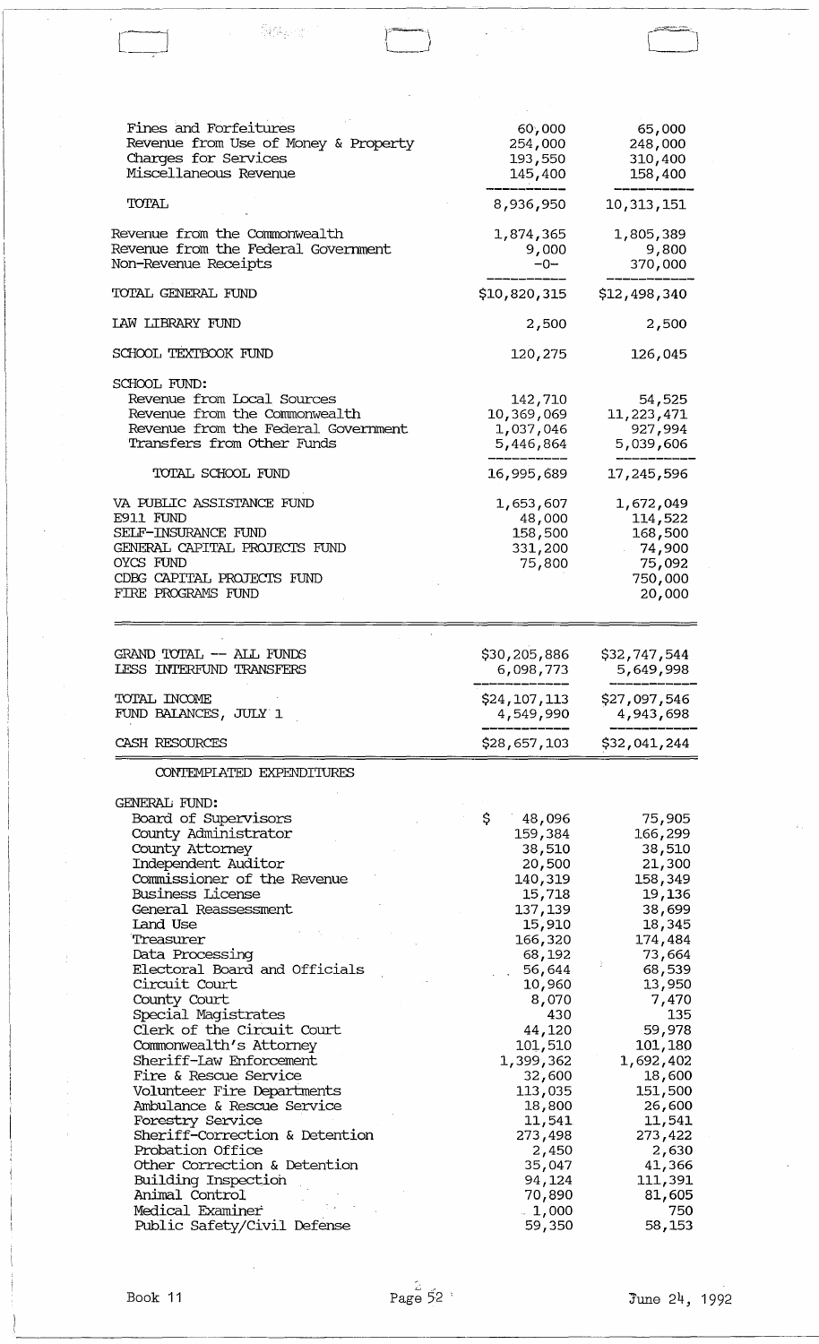| | | |
|---|---|---|
| Fines and Forfeitures | 60,000 | 65,000 |
| Revenue from Use of Money & Property | 254,000 | 248,000 |
| Charges for Services | 193,550 | 310,400 |
| Miscellaneous Revenue | 145,400 | 158,400 |
| TOTAL | 8,936,950 | 10,313,151 |
| Revenue from the Commonwealth | 1,874,365 | 1,805,389 |
| Revenue from the Federal Government | 9,000 | 9,800 |
| Non-Revenue Receipts | -0- | 370,000 |
| TOTAL GENERAL FUND | $10,820,315 | $12,498,340 |
| LAW LIBRARY FUND | 2,500 | 2,500 |
| SCHOOL TEXTBOOK FUND | 120,275 | 126,045 |
| SCHOOL FUND: | | |
| Revenue from Local Sources | 142,710 | 54,525 |
| Revenue from the Commonwealth | 10,369,069 | 11,223,471 |
| Revenue from the Federal Government | 1,037,046 | 927,994 |
| Transfers from Other Funds | 5,446,864 | 5,039,606 |
| TOTAL SCHOOL FUND | 16,995,689 | 17,245,596 |
| VA PUBLIC ASSISTANCE FUND | 1,653,607 | 1,672,049 |
| E911 FUND | 48,000 | 114,522 |
| SELF-INSURANCE FUND | 158,500 | 168,500 |
| GENERAL CAPITAL PROJECTS FUND | 331,200 | 74,900 |
| OYCS FUND | 75,800 | 75,092 |
| CDBG CAPITAL PROJECTS FUND | | 750,000 |
| FIRE PROGRAMS FUND | | 20,000 |
| GRAND TOTAL -- ALL FUNDS | $30,205,886 | $32,747,544 |
| LESS INTERFUND TRANSFERS | 6,098,773 | 5,649,998 |
| TOTAL INCOME | $24,107,113 | $27,097,546 |
| FUND BALANCES, JULY 1 | 4,549,990 | 4,943,698 |
| CASH RESOURCES | $28,657,103 | $32,041,244 |

CONTEMPLATED EXPENDITURES

| | | |
|---|---|---|
| GENERAL FUND: | | |
| Board of Supervisors | $ 48,096 | 75,905 |
| County Administrator | 159,384 | 166,299 |
| County Attorney | 38,510 | 38,510 |
| Independent Auditor | 20,500 | 21,300 |
| Commissioner of the Revenue | 140,319 | 158,349 |
| Business License | 15,718 | 19,136 |
| General Reassessment | 137,139 | 38,699 |
| Land Use | 15,910 | 18,345 |
| Treasurer | 166,320 | 174,484 |
| Data Processing | 68,192 | 73,664 |
| Electoral Board and Officials | 56,644 | 68,539 |
| Circuit Court | 10,960 | 13,950 |
| County Court | 8,070 | 7,470 |
| Special Magistrates | 430 | 135 |
| Clerk of the Circuit Court | 44,120 | 59,978 |
| Commonwealth's Attorney | 101,510 | 101,180 |
| Sheriff-Law Enforcement | 1,399,362 | 1,692,402 |
| Fire & Rescue Service | 32,600 | 18,600 |
| Volunteer Fire Departments | 113,035 | 151,500 |
| Ambulance & Rescue Service | 18,800 | 26,600 |
| Forestry Service | 11,541 | 11,541 |
| Sheriff-Correction & Detention | 273,498 | 273,422 |
| Probation Office | 2,450 | 2,630 |
| Other Correction & Detention | 35,047 | 41,366 |
| Building Inspection | 94,124 | 111,391 |
| Animal Control | 70,890 | 81,605 |
| Medical Examiner | 1,000 | 750 |
| Public Safety/Civil Defense | 59,350 | 58,153 |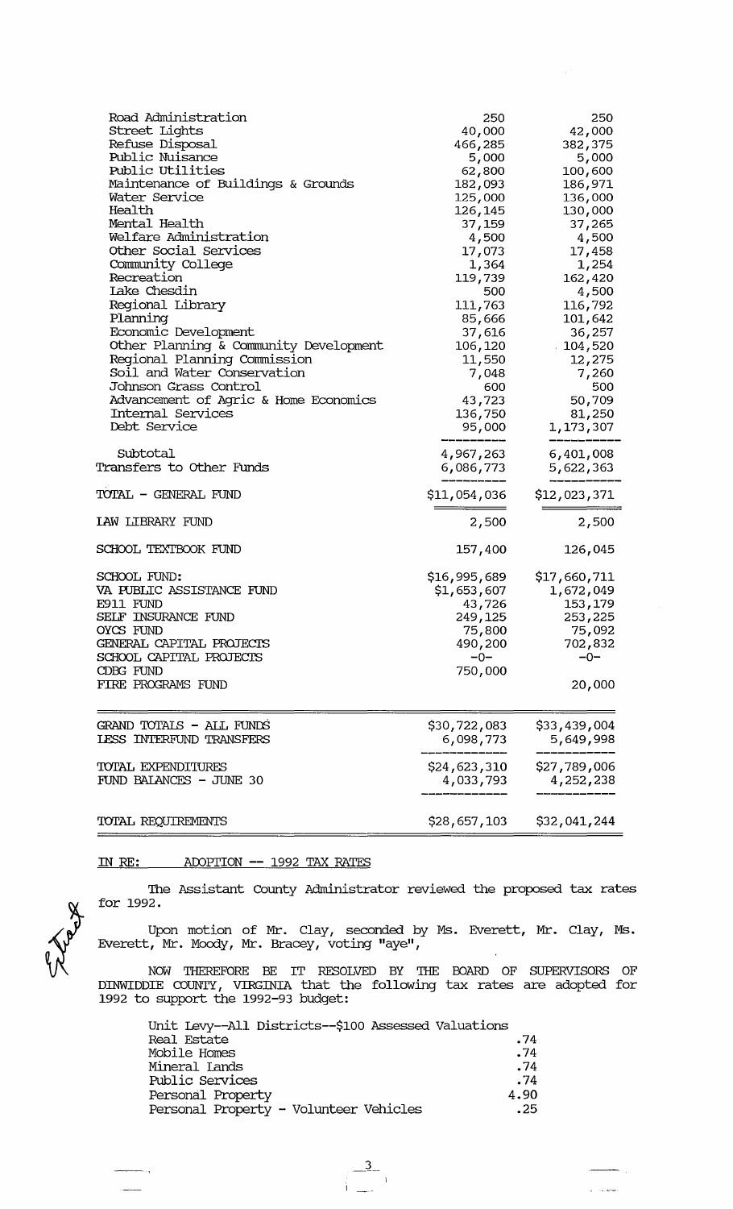| | | |
|---|---|---|
| Road Administration | 250 | 250 |
| Street Lights | 40,000 | 42,000 |
| Refuse Disposal | 466,285 | 382,375 |
| Public Nuisance | 5,000 | 5,000 |
| Public Utilities | 62,800 | 100,600 |
| Maintenance of Buildings & Grounds | 182,093 | 186,971 |
| Water Service | 125,000 | 136,000 |
| Health | 126,145 | 130,000 |
| Mental Health | 37,159 | 37,265 |
| Welfare Administration | 4,500 | 4,500 |
| Other Social Services | 17,073 | 17,458 |
| Community College | 1,364 | 1,254 |
| Recreation | 119,739 | 162,420 |
| Lake Chesdin | 500 | 4,500 |
| Regional Library | 111,763 | 116,792 |
| Planning | 85,666 | 101,642 |
| Economic Development | 37,616 | 36,257 |
| Other Planning & Community Development | 106,120 | 104,520 |
| Regional Planning Commission | 11,550 | 12,275 |
| Soil and Water Conservation | 7,048 | 7,260 |
| Johnson Grass Control | 600 | 500 |
| Advancement of Agric & Home Economics | 43,723 | 50,709 |
| Internal Services | 136,750 | 81,250 |
| Debt Service | 95,000 | 1,173,307 |
| Subtotal | 4,967,263 | 6,401,008 |
| Transfers to Other Funds | 6,086,773 | 5,622,363 |
| TOTAL - GENERAL FUND | $11,054,036 | $12,023,371 |
| LAW LIBRARY FUND | 2,500 | 2,500 |
| SCHOOL TEXTBOOK FUND | 157,400 | 126,045 |
| SCHOOL FUND: | $16,995,689 | $17,660,711 |
| VA PUBLIC ASSISTANCE FUND | $1,653,607 | 1,672,049 |
| E911 FUND | 43,726 | 153,179 |
| SELF INSURANCE FUND | 249,125 | 253,225 |
| OYCS FUND | 75,800 | 75,092 |
| GENERAL CAPITAL PROJECTS | 490,200 | 702,832 |
| SCHOOL CAPITAL PROJECTS | -0- | -0- |
| CDBG FUND | 750,000 | |
| FIRE PROGRAMS FUND | | 20,000 |
| GRAND TOTALS - ALL FUNDS | $30,722,083 | $33,439,004 |
| LESS INTERFUND TRANSFERS | 6,098,773 | 5,649,998 |
| TOTAL EXPENDITURES | $24,623,310 | $27,789,006 |
| FUND BALANCES - JUNE 30 | 4,033,793 | 4,252,238 |
| TOTAL REQUIREMENTS | $28,657,103 | $32,041,244 |

IN RE: ADOPTION -- 1992 TAX RATES

The Assistant County Administrator reviewed the proposed tax rates for 1992.

Upon motion of Mr. Clay, seconded by Ms. Everett, Mr. Clay, Ms. Everett, Mr. Moody, Mr. Bracey, voting "aye",

NOW THEREFORE BE IT RESOLVED BY THE BOARD OF SUPERVISORS OF DINWIDDIE COUNTY, VIRGINIA that the following tax rates are adopted for 1992 to support the 1992-93 budget:

| Unit Levy--All Districts--$100 Assessed Valuations | |
|---|---|
| Real Estate | .74 |
| Mobile Homes | .74 |
| Mineral Lands | .74 |
| Public Services | .74 |
| Personal Property | 4.90 |
| Personal Property - Volunteer Vehicles | .25 |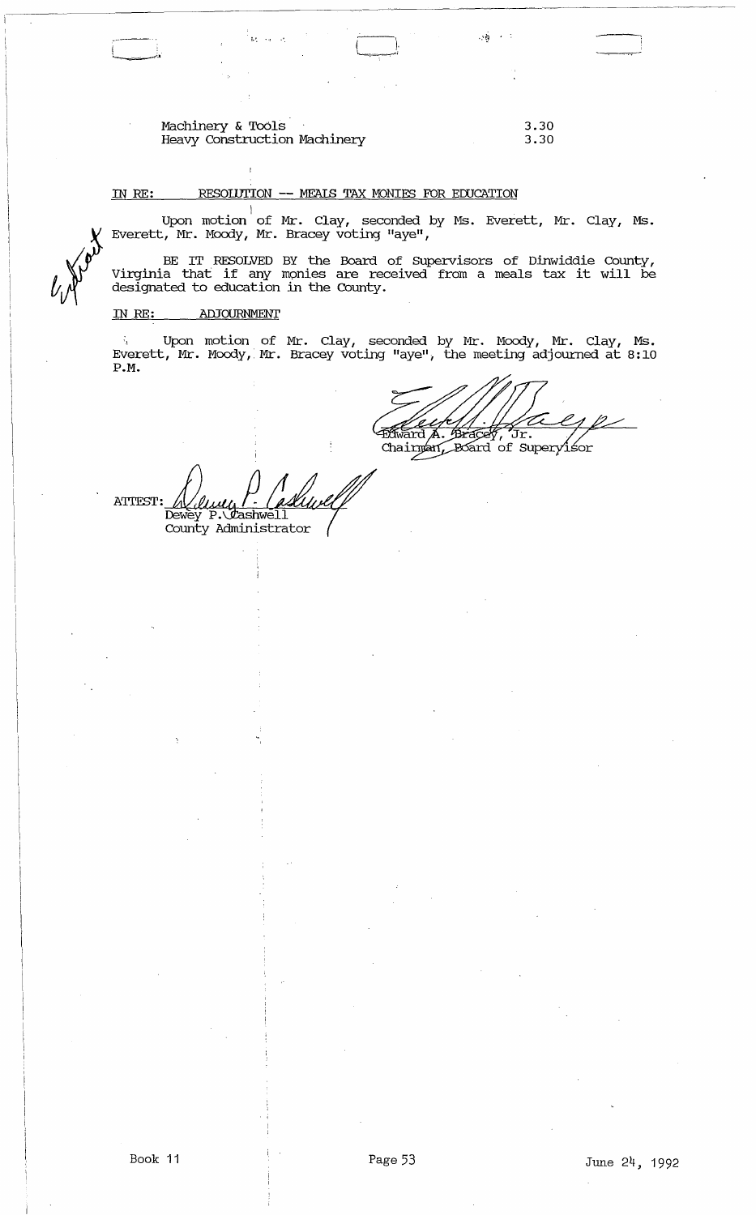| | |
|---|---|
| Machinery & Tools | 3.30 |
| Heavy Construction Machinery | 3.30 |

IN RE: RESOLUTION -- MEALS TAX MONIES FOR EDUCATION

Upon motion of Mr. Clay, seconded by Ms. Everett, Mr. Clay, Ms. Everett, Mr. Moody, Mr. Bracey voting "aye",

BE IT RESOLVED BY the Board of Supervisors of Dinwiddie County, Virginia that if any monies are received from a meals tax it will be designated to education in the County.

IN RE: ADJOURNMENT

Upon motion of Mr. Clay, seconded by Mr. Moody, Mr. Clay, Ms. Everett, Mr. Moody, Mr. Bracey voting "aye", the meeting adjourned at 8:10 P.M.

Edward A. Bracey, Jr.
Chairman, Board of Supervisor

ATTEST: Dewey P. Cashwell
County Administrator

Book 11 Page 53 June 24, 1992